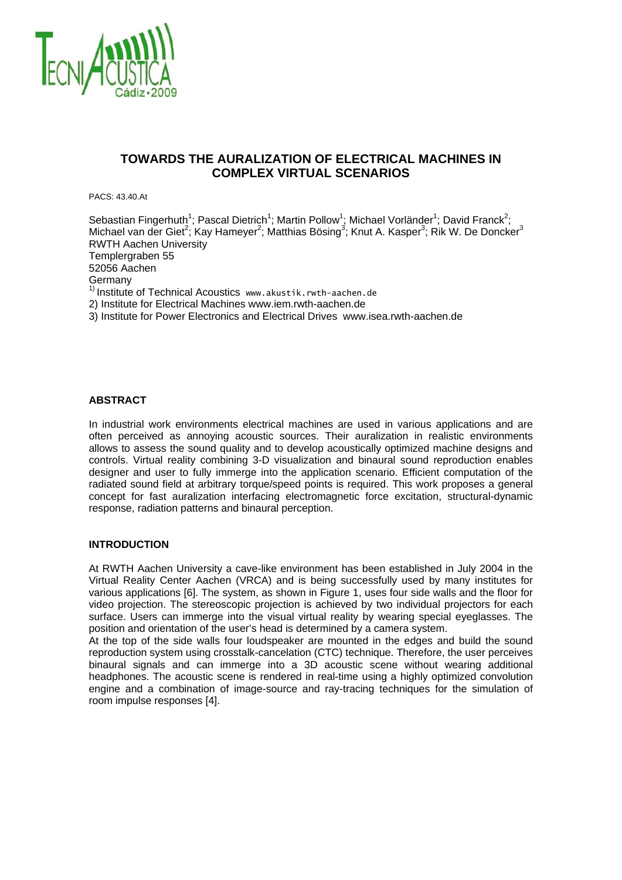# TOWARDS THE AURALIZATION OF ELECTRICAL MACHINES IN COMPLEX VIRTUAL SCENARIOS

PACS: 43.40.At

Sebastian Fingerhuth[1]; Pascal Dietrich[1]; Martin Pollow[1]; Michael Vorländer[1]; David Franck[2]; Michael van der Giet[2]; Kay Hameyer[2]; Matthias Bösing[3]; Knut A. Kasper[3]; Rik W. De Doncker[3]
RWTH Aachen University
Templergraben 55
52056 Aachen
Germany
1) Institute of Technical Acoustics www.akustik.rwth-aachen.de
2) Institute for Electrical Machines www.iem.rwth-aachen.de
3) Institute for Power Electronics and Electrical Drives www.isea.rwth-aachen.de

## ABSTRACT

In industrial work environments electrical machines are used in various applications and are often perceived as annoying acoustic sources. Their auralization in realistic environments allows to assess the sound quality and to develop acoustically optimized machine designs and controls. Virtual reality combining 3-D visualization and binaural sound reproduction enables designer and user to fully immerge into the application scenario. Efficient computation of the radiated sound field at arbitrary torque/speed points is required. This work proposes a general concept for fast auralization interfacing electromagnetic force excitation, structural-dynamic response, radiation patterns and binaural perception.

## INTRODUCTION

At RWTH Aachen University a cave-like environment has been established in July 2004 in the Virtual Reality Center Aachen (VRCA) and is being successfully used by many institutes for various applications [6]. The system, as shown in Figure 1, uses four side walls and the floor for video projection. The stereoscopic projection is achieved by two individual projectors for each surface. Users can immerge into the visual virtual reality by wearing special eyeglasses. The position and orientation of the user's head is determined by a camera system.
At the top of the side walls four loudspeaker are mounted in the edges and build the sound reproduction system using crosstalk-cancelation (CTC) technique. Therefore, the user perceives binaural signals and can immerge into a 3D acoustic scene without wearing additional headphones. The acoustic scene is rendered in real-time using a highly optimized convolution engine and a combination of image-source and ray-tracing techniques for the simulation of room impulse responses [4].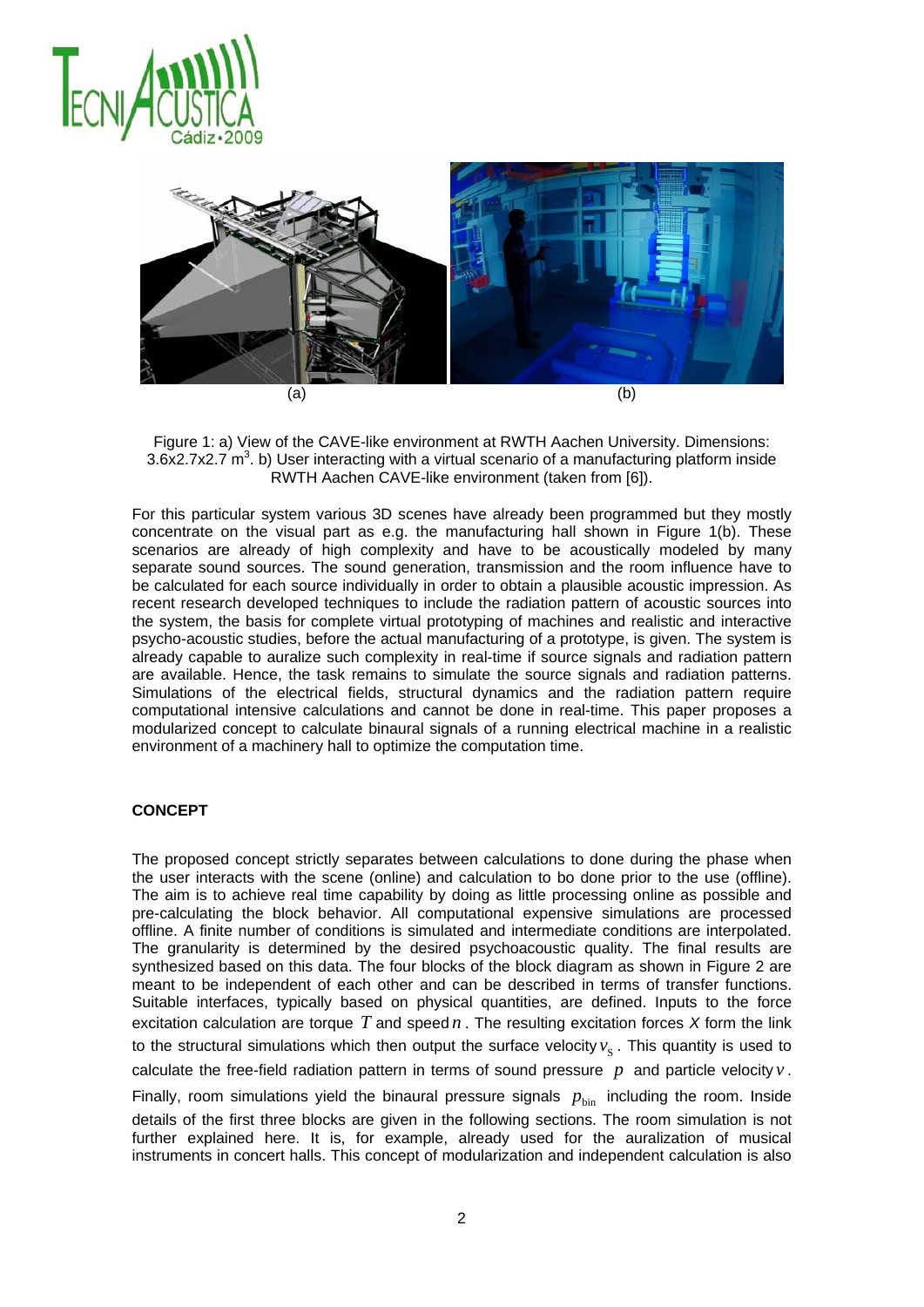(a) (b)

Figure 1: a) View of the CAVE-like environment at RWTH Aachen University. Dimensions: 3.6x2.7x2.7 $m^3$. b) User interacting with a virtual scenario of a manufacturing platform inside RWTH Aachen CAVE-like environment (taken from [6]).

For this particular system various 3D scenes have already been programmed but they mostly concentrate on the visual part as e.g. the manufacturing hall shown in Figure 1(b). These scenarios are already of high complexity and have to be acoustically modeled by many separate sound sources. The sound generation, transmission and the room influence have to be calculated for each source individually in order to obtain a plausible acoustic impression. As recent research developed techniques to include the radiation pattern of acoustic sources into the system, the basis for complete virtual prototyping of machines and realistic and interactive psycho-acoustic studies, before the actual manufacturing of a prototype, is given. The system is already capable to auralize such complexity in real-time if source signals and radiation pattern are available. Hence, the task remains to simulate the source signals and radiation patterns. Simulations of the electrical fields, structural dynamics and the radiation pattern require computational intensive calculations and cannot be done in real-time. This paper proposes a modularized concept to calculate binaural signals of a running electrical machine in a realistic environment of a machinery hall to optimize the computation time.

## CONCEPT

The proposed concept strictly separates between calculations to done during the phase when the user interacts with the scene (online) and calculation to bo done prior to the use (offline). The aim is to achieve real time capability by doing as little processing online as possible and pre-calculating the block behavior. All computational expensive simulations are processed offline. A finite number of conditions is simulated and intermediate conditions are interpolated. The granularity is determined by the desired psychoacoustic quality. The final results are synthesized based on this data. The four blocks of the block diagram as shown in Figure 2 are meant to be independent of each other and can be described in terms of transfer functions. Suitable interfaces, typically based on physical quantities, are defined. Inputs to the force excitation calculation are torque $T$ and speed $n$. The resulting excitation forces $X$ form the link to the structural simulations which then output the surface velocity $v_S$. This quantity is used to calculate the free-field radiation pattern in terms of sound pressure $p$ and particle velocity $v$. Finally, room simulations yield the binaural pressure signals $p_{\text{bin}}$ including the room. Inside details of the first three blocks are given in the following sections. The room simulation is not further explained here. It is, for example, already used for the auralization of musical instruments in concert halls. This concept of modularization and independent calculation is also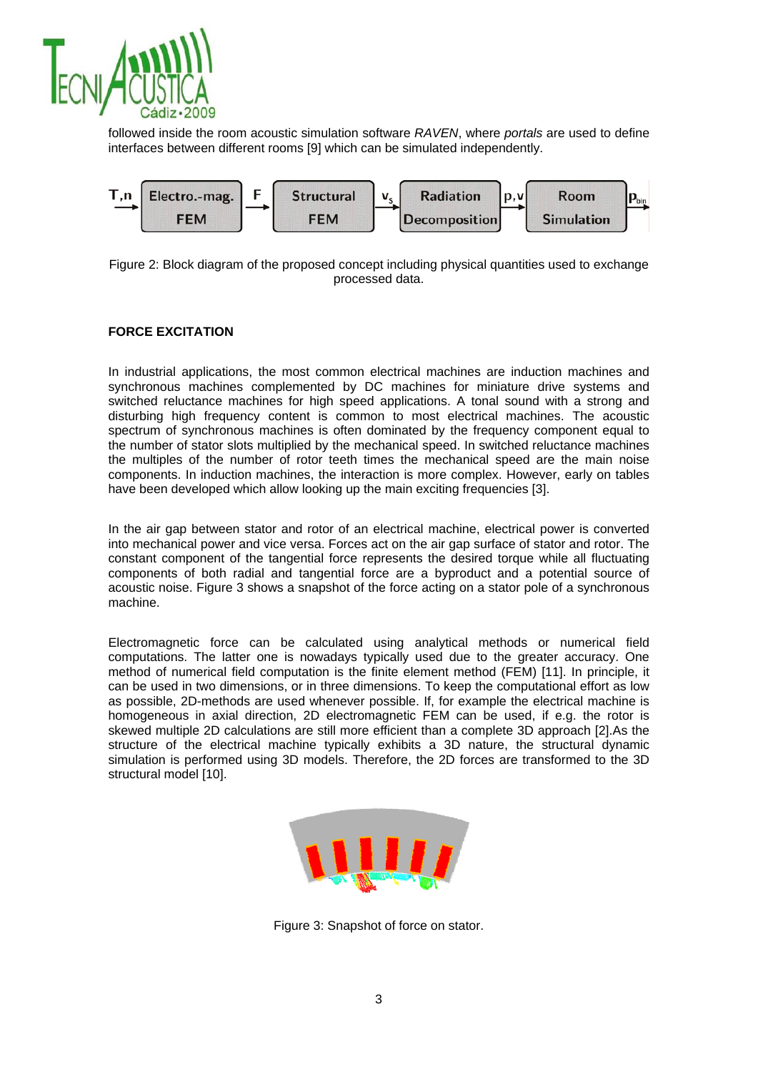followed inside the room acoustic simulation software *RAVEN*, where *portals* are used to define interfaces between different rooms [9] which can be simulated independently.

Figure 2: Block diagram of the proposed concept including physical quantities used to exchange processed data.

**FORCE EXCITATION**

In industrial applications, the most common electrical machines are induction machines and synchronous machines complemented by DC machines for miniature drive systems and switched reluctance machines for high speed applications. A tonal sound with a strong and disturbing high frequency content is common to most electrical machines. The acoustic spectrum of synchronous machines is often dominated by the frequency component equal to the number of stator slots multiplied by the mechanical speed. In switched reluctance machines the multiples of the number of rotor teeth times the mechanical speed are the main noise components. In induction machines, the interaction is more complex. However, early on tables have been developed which allow looking up the main exciting frequencies [3].

In the air gap between stator and rotor of an electrical machine, electrical power is converted into mechanical power and vice versa. Forces act on the air gap surface of stator and rotor. The constant component of the tangential force represents the desired torque while all fluctuating components of both radial and tangential force are a byproduct and a potential source of acoustic noise. Figure 3 shows a snapshot of the force acting on a stator pole of a synchronous machine.

Electromagnetic force can be calculated using analytical methods or numerical field computations. The latter one is nowadays typically used due to the greater accuracy. One method of numerical field computation is the finite element method (FEM) [11]. In principle, it can be used in two dimensions, or in three dimensions. To keep the computational effort as low as possible, 2D-methods are used whenever possible. If, for example the electrical machine is homogeneous in axial direction, 2D electromagnetic FEM can be used, if e.g. the rotor is skewed multiple 2D calculations are still more efficient than a complete 3D approach [2].As the structure of the electrical machine typically exhibits a 3D nature, the structural dynamic simulation is performed using 3D models. Therefore, the 2D forces are transformed to the 3D structural model [10].

Figure 3: Snapshot of force on stator.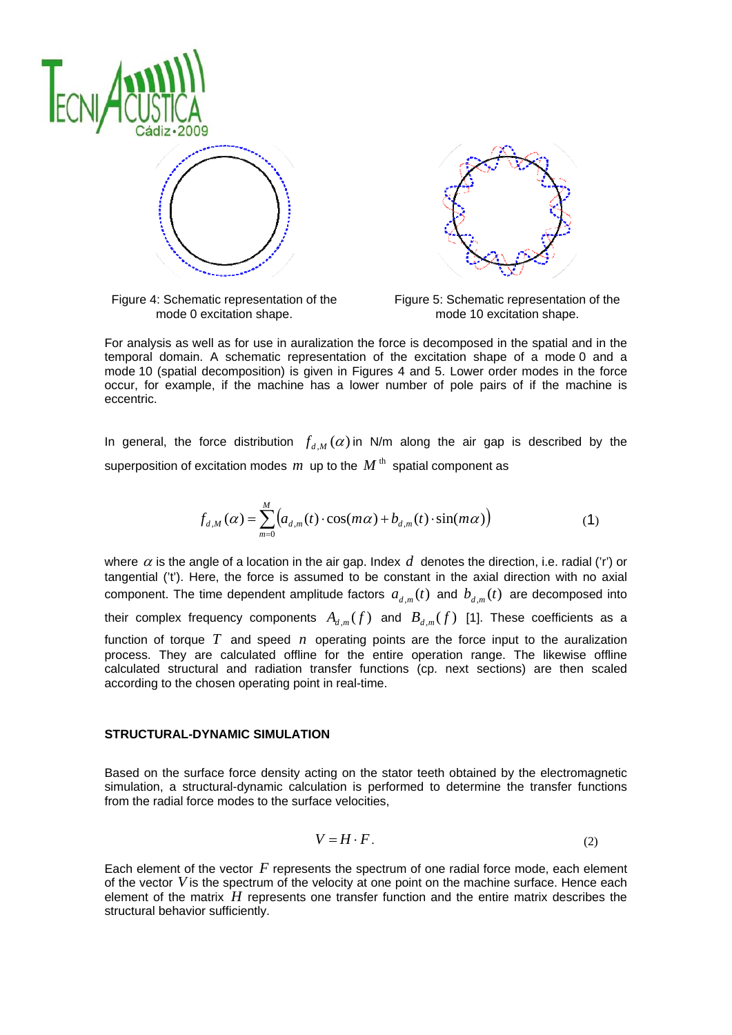Figure 4: Schematic representation of the mode 0 excitation shape.

Figure 5: Schematic representation of the mode 10 excitation shape.

For analysis as well as for use in auralization the force is decomposed in the spatial and in the temporal domain. A schematic representation of the excitation shape of a mode 0 and a mode 10 (spatial decomposition) is given in Figures 4 and 5. Lower order modes in the force occur, for example, if the machine has a lower number of pole pairs of if the machine is eccentric.

In general, the force distribution $f_{d,M}(\alpha)$ in N/m along the air gap is described by the superposition of excitation modes $m$ up to the $M^{\text{th}}$ spatial component as

$$f_{d,M}(\alpha) = \sum_{m=0}^{M} \left( a_{d,m}(t) \cdot \cos(m\alpha) + b_{d,m}(t) \cdot \sin(m\alpha) \right) \tag{1}$$

where $\alpha$ is the angle of a location in the air gap. Index $d$ denotes the direction, i.e. radial ('r') or tangential ('t'). Here, the force is assumed to be constant in the axial direction with no axial component. The time dependent amplitude factors $a_{d,m}(t)$ and $b_{d,m}(t)$ are decomposed into their complex frequency components $A_{d,m}(f)$ and $B_{d,m}(f)$ [1]. These coefficients as a function of torque $T$ and speed $n$ operating points are the force input to the auralization process. They are calculated offline for the entire operation range. The likewise offline calculated structural and radiation transfer functions (cp. next sections) are then scaled according to the chosen operating point in real-time.

## STRUCTURAL-DYNAMIC SIMULATION

Based on the surface force density acting on the stator teeth obtained by the electromagnetic simulation, a structural-dynamic calculation is performed to determine the transfer functions from the radial force modes to the surface velocities,

$$V = H \cdot F. \tag{2}$$

Each element of the vector $F$ represents the spectrum of one radial force mode, each element of the vector $V$ is the spectrum of the velocity at one point on the machine surface. Hence each element of the matrix $H$ represents one transfer function and the entire matrix describes the structural behavior sufficiently.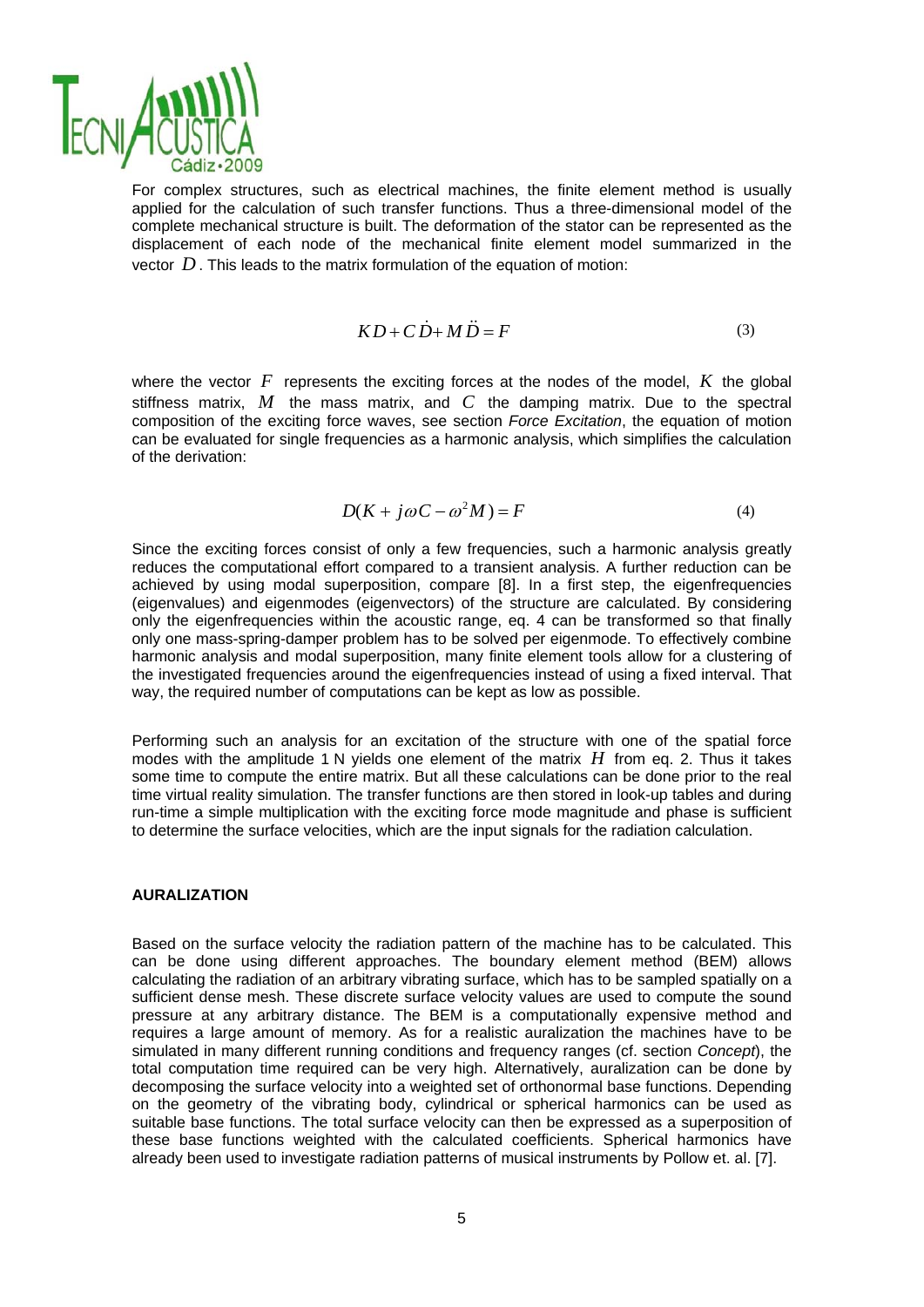For complex structures, such as electrical machines, the finite element method is usually applied for the calculation of such transfer functions. Thus a three-dimensional model of the complete mechanical structure is built. The deformation of the stator can be represented as the displacement of each node of the mechanical finite element model summarized in the vector $D$. This leads to the matrix formulation of the equation of motion:

$$KD + C\dot{D} + M\ddot{D} = F \tag{3}$$

where the vector $F$ represents the exciting forces at the nodes of the model, $K$ the global stiffness matrix, $M$ the mass matrix, and $C$ the damping matrix. Due to the spectral composition of the exciting force waves, see section *Force Excitation*, the equation of motion can be evaluated for single frequencies as a harmonic analysis, which simplifies the calculation of the derivation:

$$D(K + j\omega C - \omega^2 M) = F \tag{4}$$

Since the exciting forces consist of only a few frequencies, such a harmonic analysis greatly reduces the computational effort compared to a transient analysis. A further reduction can be achieved by using modal superposition, compare [8]. In a first step, the eigenfrequencies (eigenvalues) and eigenmodes (eigenvectors) of the structure are calculated. By considering only the eigenfrequencies within the acoustic range, eq. 4 can be transformed so that finally only one mass-spring-damper problem has to be solved per eigenmode. To effectively combine harmonic analysis and modal superposition, many finite element tools allow for a clustering of the investigated frequencies around the eigenfrequencies instead of using a fixed interval. That way, the required number of computations can be kept as low as possible.

Performing such an analysis for an excitation of the structure with one of the spatial force modes with the amplitude 1 N yields one element of the matrix $H$ from eq. 2. Thus it takes some time to compute the entire matrix. But all these calculations can be done prior to the real time virtual reality simulation. The transfer functions are then stored in look-up tables and during run-time a simple multiplication with the exciting force mode magnitude and phase is sufficient to determine the surface velocities, which are the input signals for the radiation calculation.

## AURALIZATION

Based on the surface velocity the radiation pattern of the machine has to be calculated. This can be done using different approaches. The boundary element method (BEM) allows calculating the radiation of an arbitrary vibrating surface, which has to be sampled spatially on a sufficient dense mesh. These discrete surface velocity values are used to compute the sound pressure at any arbitrary distance. The BEM is a computationally expensive method and requires a large amount of memory. As for a realistic auralization the machines have to be simulated in many different running conditions and frequency ranges (cf. section *Concept*), the total computation time required can be very high. Alternatively, auralization can be done by decomposing the surface velocity into a weighted set of orthonormal base functions. Depending on the geometry of the vibrating body, cylindrical or spherical harmonics can be used as suitable base functions. The total surface velocity can then be expressed as a superposition of these base functions weighted with the calculated coefficients. Spherical harmonics have already been used to investigate radiation patterns of musical instruments by Pollow et. al. [7].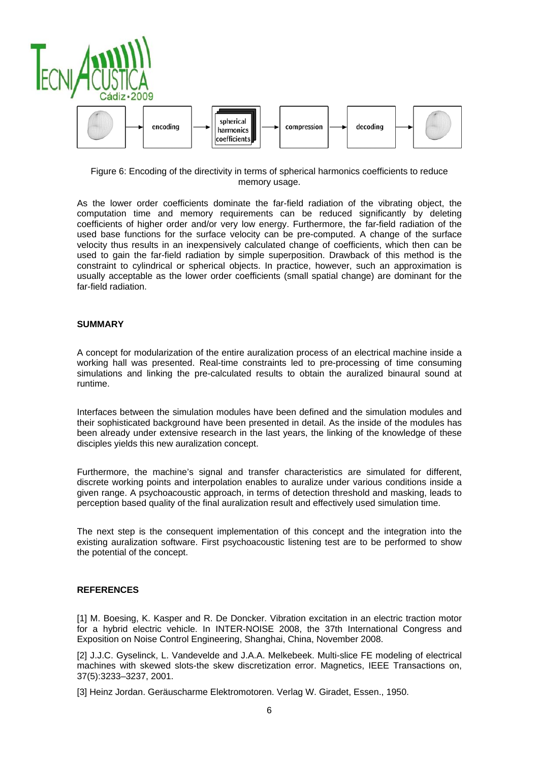Figure 6: Encoding of the directivity in terms of spherical harmonics coefficients to reduce memory usage.

As the lower order coefficients dominate the far-field radiation of the vibrating object, the computation time and memory requirements can be reduced significantly by deleting coefficients of higher order and/or very low energy. Furthermore, the far-field radiation of the used base functions for the surface velocity can be pre-computed. A change of the surface velocity thus results in an inexpensively calculated change of coefficients, which then can be used to gain the far-field radiation by simple superposition. Drawback of this method is the constraint to cylindrical or spherical objects. In practice, however, such an approximation is usually acceptable as the lower order coefficients (small spatial change) are dominant for the far-field radiation.

## SUMMARY

A concept for modularization of the entire auralization process of an electrical machine inside a working hall was presented. Real-time constraints led to pre-processing of time consuming simulations and linking the pre-calculated results to obtain the auralized binaural sound at runtime.

Interfaces between the simulation modules have been defined and the simulation modules and their sophisticated background have been presented in detail. As the inside of the modules has been already under extensive research in the last years, the linking of the knowledge of these disciples yields this new auralization concept.

Furthermore, the machine's signal and transfer characteristics are simulated for different, discrete working points and interpolation enables to auralize under various conditions inside a given range. A psychoacoustic approach, in terms of detection threshold and masking, leads to perception based quality of the final auralization result and effectively used simulation time.

The next step is the consequent implementation of this concept and the integration into the existing auralization software. First psychoacoustic listening test are to be performed to show the potential of the concept.

## REFERENCES

[1] M. Boesing, K. Kasper and R. De Doncker. Vibration excitation in an electric traction motor for a hybrid electric vehicle. In INTER-NOISE 2008, the 37th International Congress and Exposition on Noise Control Engineering, Shanghai, China, November 2008.

[2] J.J.C. Gyselinck, L. Vandevelde and J.A.A. Melkebeek. Multi-slice FE modeling of electrical machines with skewed slots-the skew discretization error. Magnetics, IEEE Transactions on, 37(5):3233–3237, 2001.

[3] Heinz Jordan. Geräuscharme Elektromotoren. Verlag W. Giradet, Essen., 1950.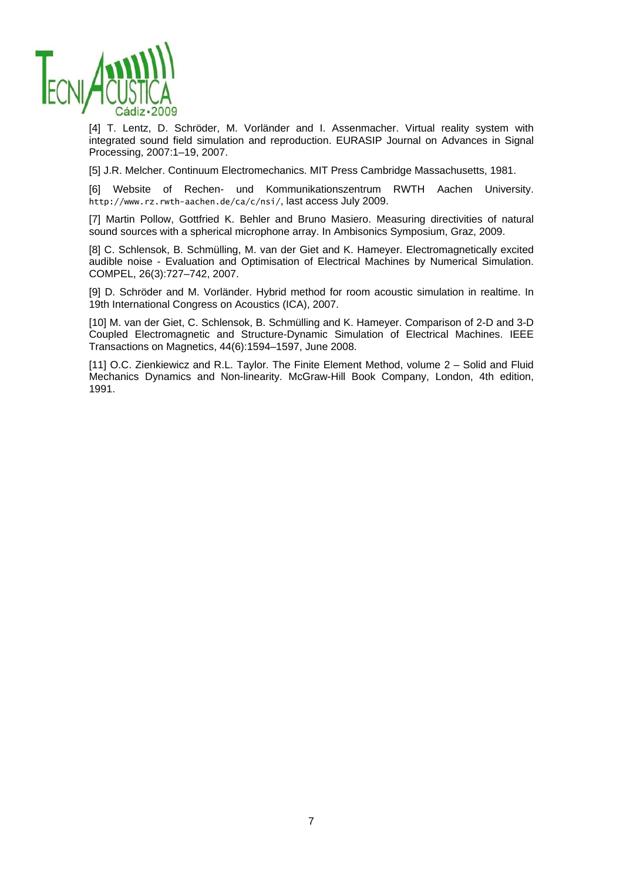[4] T. Lentz, D. Schröder, M. Vorländer and I. Assenmacher. Virtual reality system with integrated sound field simulation and reproduction. EURASIP Journal on Advances in Signal Processing, 2007:1–19, 2007.

[5] J.R. Melcher. Continuum Electromechanics. MIT Press Cambridge Massachusetts, 1981.

[6] Website of Rechen- und Kommunikationszentrum RWTH Aachen University. http://www.rz.rwth-aachen.de/ca/c/nsi/, last access July 2009.

[7] Martin Pollow, Gottfried K. Behler and Bruno Masiero. Measuring directivities of natural sound sources with a spherical microphone array. In Ambisonics Symposium, Graz, 2009.

[8] C. Schlensok, B. Schmülling, M. van der Giet and K. Hameyer. Electromagnetically excited audible noise - Evaluation and Optimisation of Electrical Machines by Numerical Simulation. COMPEL, 26(3):727–742, 2007.

[9] D. Schröder and M. Vorländer. Hybrid method for room acoustic simulation in realtime. In 19th International Congress on Acoustics (ICA), 2007.

[10] M. van der Giet, C. Schlensok, B. Schmülling and K. Hameyer. Comparison of 2-D and 3-D Coupled Electromagnetic and Structure-Dynamic Simulation of Electrical Machines. IEEE Transactions on Magnetics, 44(6):1594–1597, June 2008.

[11] O.C. Zienkiewicz and R.L. Taylor. The Finite Element Method, volume 2 – Solid and Fluid Mechanics Dynamics and Non-linearity. McGraw-Hill Book Company, London, 4th edition, 1991.